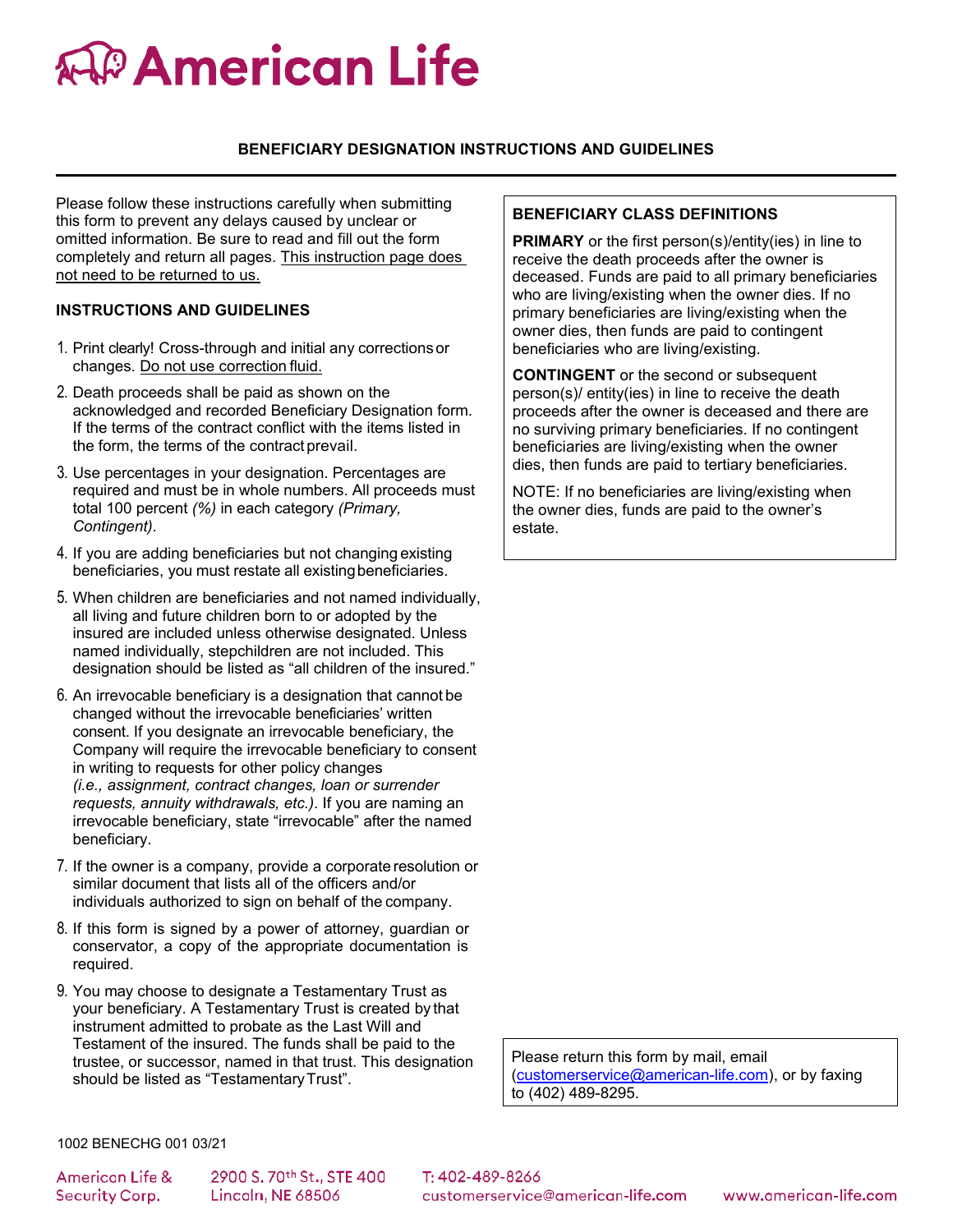# American Life

## BENEFICIARY DESIGNATION INSTRUCTIONS AND GUIDELINES

Please follow these instructions carefully when submitting this form to prevent any delays caused by unclear or omitted information. Be sure to read and fill out the form completely and return all pages. <u>This instruction page does not need to be returned to us.</u>

### INSTRUCTIONS AND GUIDELINES

1. Print clearly! Cross-through and initial any corrections or changes. <u>Do not use correction fluid.</u>
2. Death proceeds shall be paid as shown on the acknowledged and recorded Beneficiary Designation form. If the terms of the contract conflict with the items listed in the form, the terms of the contract prevail.
3. Use percentages in your designation. Percentages are required and must be in whole numbers. All proceeds must total 100 percent *(%)* in each category *(Primary, Contingent)*.
4. If you are adding beneficiaries but not changing existing beneficiaries, you must restate all existing beneficiaries.
5. When children are beneficiaries and not named individually, all living and future children born to or adopted by the insured are included unless otherwise designated. Unless named individually, stepchildren are not included. This designation should be listed as "all children of the insured."
6. An irrevocable beneficiary is a designation that cannot be changed without the irrevocable beneficiaries' written consent. If you designate an irrevocable beneficiary, the Company will require the irrevocable beneficiary to consent in writing to requests for other policy changes *(i.e., assignment, contract changes, loan or surrender requests, annuity withdrawals, etc.)*. If you are naming an irrevocable beneficiary, state "irrevocable" after the named beneficiary.
7. If the owner is a company, provide a corporate resolution or similar document that lists all of the officers and/or individuals authorized to sign on behalf of the company.
8. If this form is signed by a power of attorney, guardian or conservator, a copy of the appropriate documentation is required.
9. You may choose to designate a Testamentary Trust as your beneficiary. A Testamentary Trust is created by that instrument admitted to probate as the Last Will and Testament of the insured. The funds shall be paid to the trustee, or successor, named in that trust. This designation should be listed as "Testamentary Trust".

### BENEFICIARY CLASS DEFINITIONS

**PRIMARY** or the first person(s)/entity(ies) in line to receive the death proceeds after the owner is deceased. Funds are paid to all primary beneficiaries who are living/existing when the owner dies. If no primary beneficiaries are living/existing when the owner dies, then funds are paid to contingent beneficiaries who are living/existing.

**CONTINGENT** or the second or subsequent person(s)/ entity(ies) in line to receive the death proceeds after the owner is deceased and there are no surviving primary beneficiaries. If no contingent beneficiaries are living/existing when the owner dies, then funds are paid to tertiary beneficiaries.

NOTE: If no beneficiaries are living/existing when the owner dies, funds are paid to the owner's estate.

Please return this form by mail, email (customerservice@american-life.com), or by faxing to (402) 489-8295.

1002 BENECHG 001 03/21

American Life & Security Corp. 2900 S. 70th St., STE 400 Lincoln, NE 68506 T: 402-489-8266 customerservice@american-life.com www.american-life.com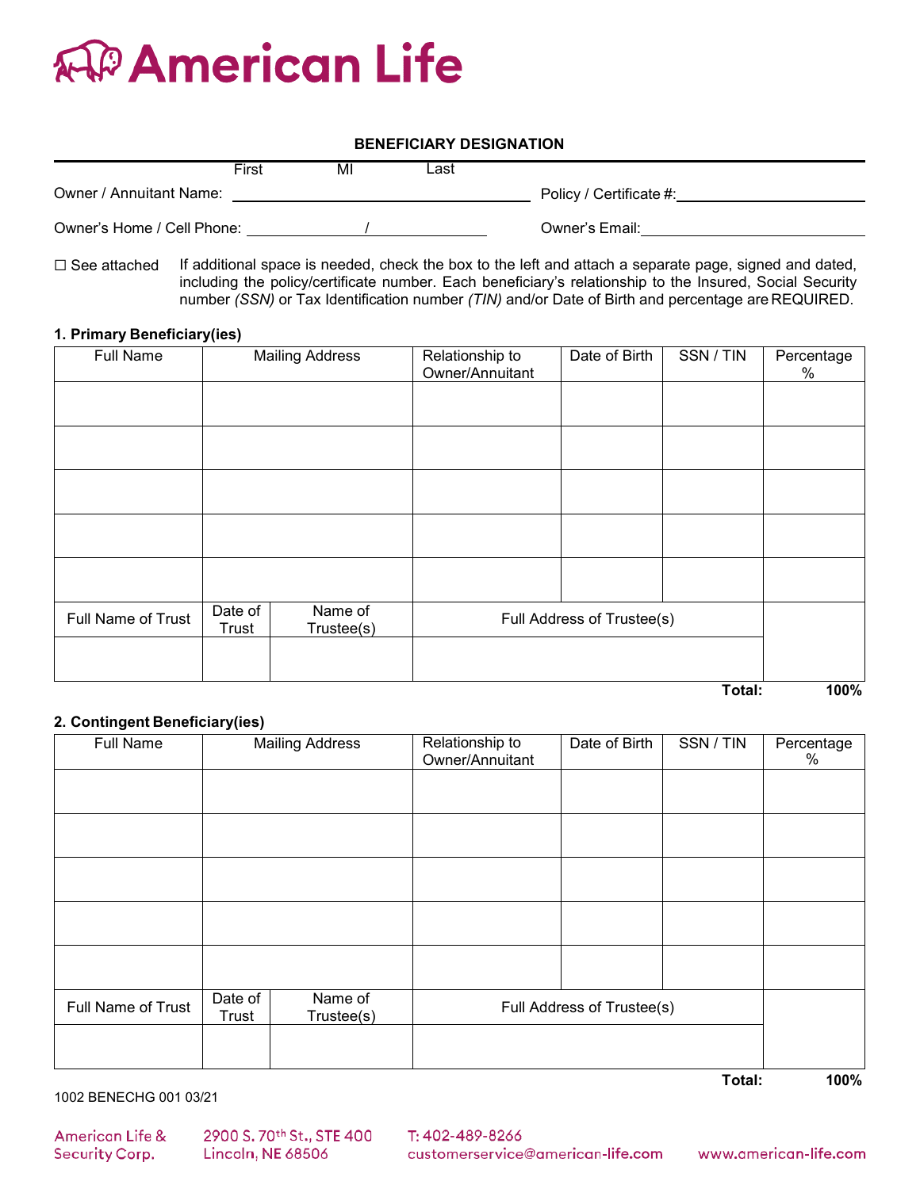# American Life

**BENEFICIARY DESIGNATION**

| | First | MI | Last | |
|---|---|---|---|---|
| Owner / Annuitant Name: | | | | Policy / Certificate #: |

Owner's Home / Cell Phone: ____________ / ____________ Owner's Email: ____________

☐ See attached — If additional space is needed, check the box to the left and attach a separate page, signed and dated, including the policy/certificate number. Each beneficiary's relationship to the Insured, Social Security number *(SSN)* or Tax Identification number *(TIN)* and/or Date of Birth and percentage are REQUIRED.

**1. Primary Beneficiary(ies)**

| Full Name | Mailing Address | Relationship to Owner/Annuitant | Date of Birth | SSN / TIN | Percentage % |
|---|---|---|---|---|---|
| | | | | | |
| | | | | | |
| | | | | | |
| | | | | | |
| | | | | | |

| Full Name of Trust | Date of Trust | Name of Trustee(s) | Full Address of Trustee(s) | |
|---|---|---|---|---|
| | | | | |
| | | | **Total:** | **100%** |

**2. Contingent Beneficiary(ies)**

| Full Name | Mailing Address | Relationship to Owner/Annuitant | Date of Birth | SSN / TIN | Percentage % |
|---|---|---|---|---|---|
| | | | | | |
| | | | | | |
| | | | | | |
| | | | | | |
| | | | | | |

| Full Name of Trust | Date of Trust | Name of Trustee(s) | Full Address of Trustee(s) | |
|---|---|---|---|---|
| | | | | |
| | | | **Total:** | **100%** |

1002 BENECHG 001 03/21

American Life & Security Corp. | 2900 S. 70th St., STE 400 Lincoln, NE 68506 | T: 402-489-8266 customerservice@american-life.com | www.american-life.com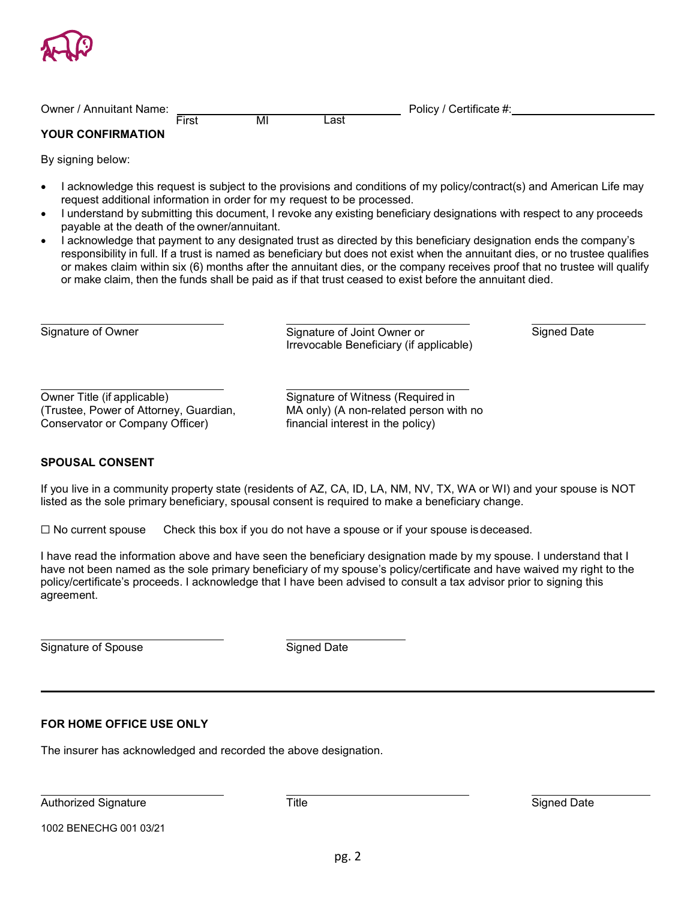Owner / Annuitant Name: ______________________________ Policy / Certificate #: ______________________

First MI Last

**YOUR CONFIRMATION**

By signing below:

- I acknowledge this request is subject to the provisions and conditions of my policy/contract(s) and American Life may request additional information in order for my request to be processed.
- I understand by submitting this document, I revoke any existing beneficiary designations with respect to any proceeds payable at the death of the owner/annuitant.
- I acknowledge that payment to any designated trust as directed by this beneficiary designation ends the company's responsibility in full. If a trust is named as beneficiary but does not exist when the annuitant dies, or no trustee qualifies or makes claim within six (6) months after the annuitant dies, or the company receives proof that no trustee will qualify or make claim, then the funds shall be paid as if that trust ceased to exist before the annuitant died.

______________________________ ______________________________ ____________________

Signature of Owner | Signature of Joint Owner or Irrevocable Beneficiary (if applicable) | Signed Date

______________________________ ______________________________

Owner Title (if applicable) (Trustee, Power of Attorney, Guardian, Conservator or Company Officer) | Signature of Witness (Required in MA only) (A non-related person with no financial interest in the policy)

**SPOUSAL CONSENT**

If you live in a community property state (residents of AZ, CA, ID, LA, NM, NV, TX, WA or WI) and your spouse is NOT listed as the sole primary beneficiary, spousal consent is required to make a beneficiary change.

☐ No current spouse Check this box if you do not have a spouse or if your spouse is deceased.

I have read the information above and have seen the beneficiary designation made by my spouse. I understand that I have not been named as the sole primary beneficiary of my spouse's policy/certificate and have waived my right to the policy/certificate's proceeds. I acknowledge that I have been advised to consult a tax advisor prior to signing this agreement.

______________________________ ____________________

Signature of Spouse | Signed Date

---

**FOR HOME OFFICE USE ONLY**

The insurer has acknowledged and recorded the above designation.

______________________________ ______________________________ ____________________

Authorized Signature | Title | Signed Date

1002 BENECHG 001 03/21